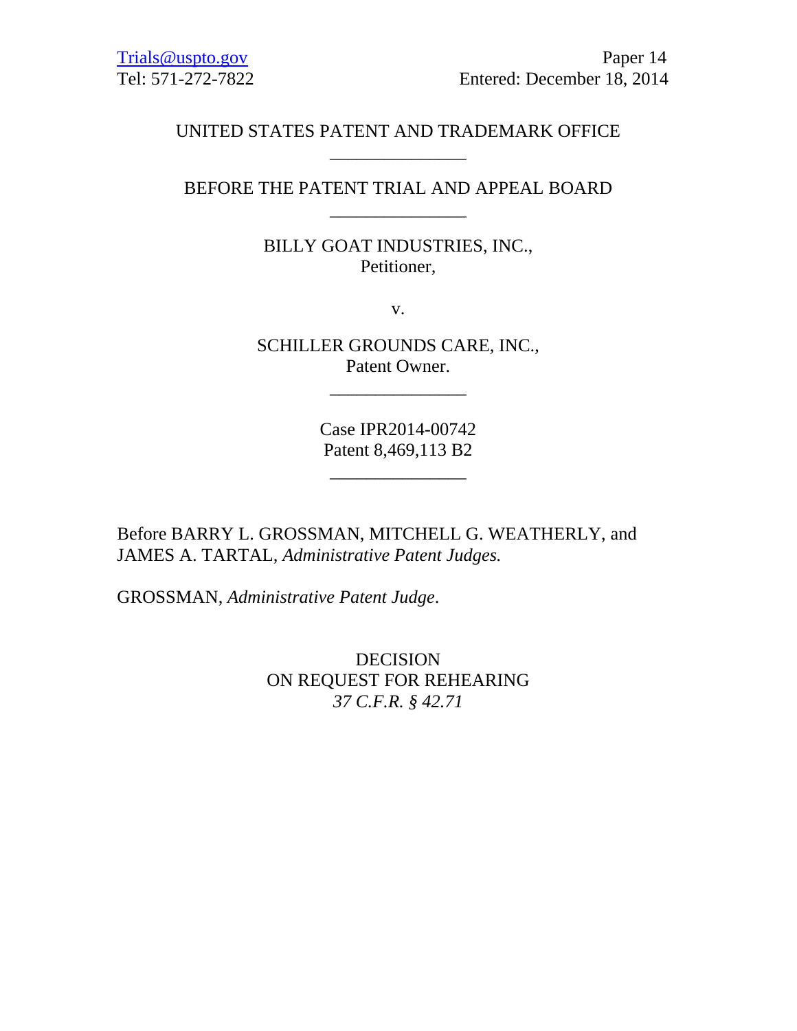Trials@uspto.gov
Tel: 571-272-7822

Paper 14
Entered: December 18, 2014

UNITED STATES PATENT AND TRADEMARK OFFICE

---

BEFORE THE PATENT TRIAL AND APPEAL BOARD

---

BILLY GOAT INDUSTRIES, INC.,
Petitioner,

v.

SCHILLER GROUNDS CARE, INC.,
Patent Owner.

---

Case IPR2014-00742
Patent 8,469,113 B2

---

Before BARRY L. GROSSMAN, MITCHELL G. WEATHERLY, and JAMES A. TARTAL, *Administrative Patent Judges.*

GROSSMAN, *Administrative Patent Judge*.

DECISION
ON REQUEST FOR REHEARING
*37 C.F.R. § 42.71*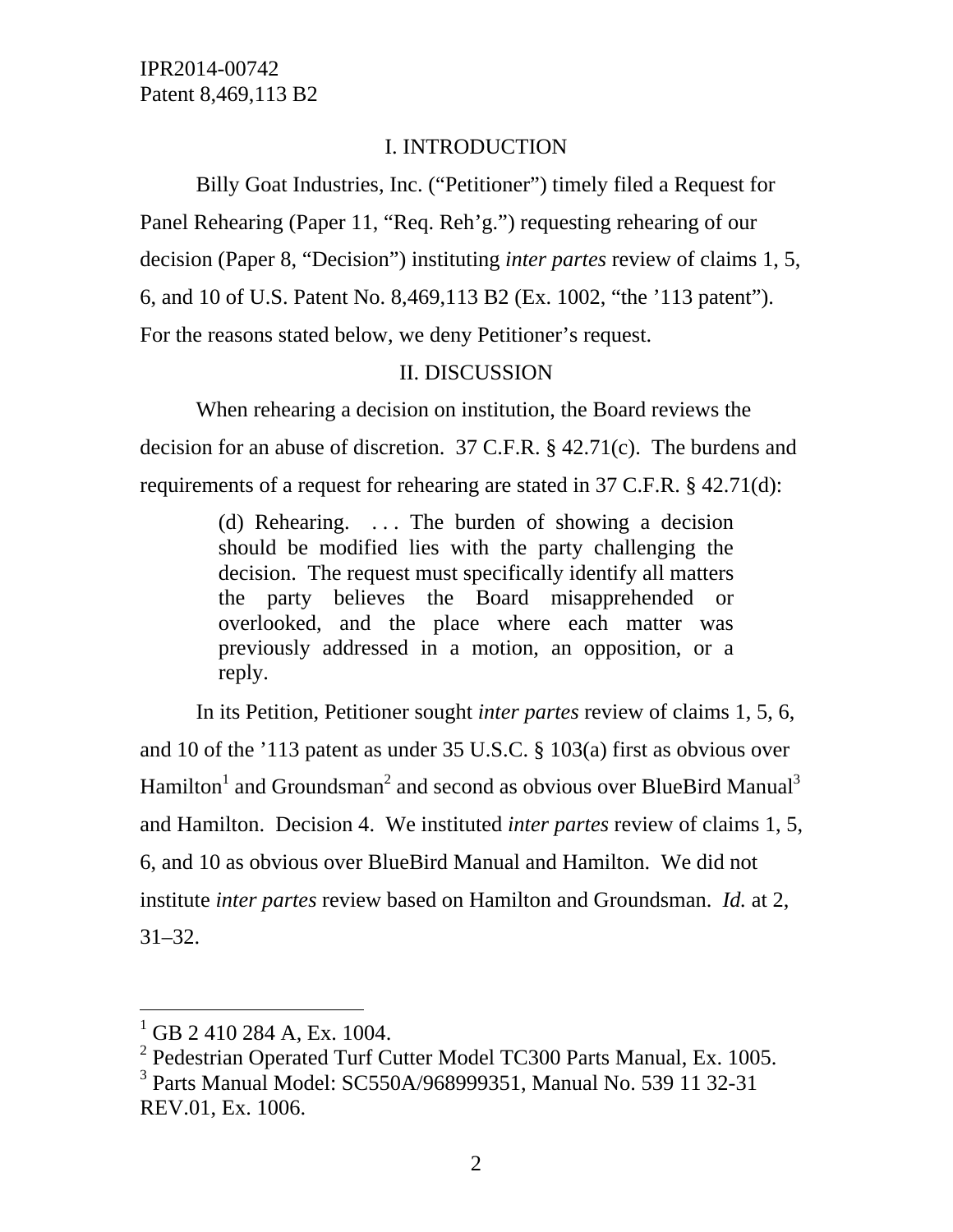## I. INTRODUCTION

Billy Goat Industries, Inc. ("Petitioner") timely filed a Request for Panel Rehearing (Paper 11, "Req. Reh'g.") requesting rehearing of our decision (Paper 8, "Decision") instituting *inter partes* review of claims 1, 5, 6, and 10 of U.S. Patent No. 8,469,113 B2 (Ex. 1002, "the '113 patent"). For the reasons stated below, we deny Petitioner's request.

## II. DISCUSSION

When rehearing a decision on institution, the Board reviews the decision for an abuse of discretion. 37 C.F.R. § 42.71(c). The burdens and requirements of a request for rehearing are stated in 37 C.F.R. § 42.71(d):

> (d) Rehearing. . . . The burden of showing a decision should be modified lies with the party challenging the decision. The request must specifically identify all matters the party believes the Board misapprehended or overlooked, and the place where each matter was previously addressed in a motion, an opposition, or a reply.

In its Petition, Petitioner sought *inter partes* review of claims 1, 5, 6, and 10 of the '113 patent as under 35 U.S.C. § 103(a) first as obvious over Hamilton[1] and Groundsman[2] and second as obvious over BlueBird Manual[3] and Hamilton. Decision 4. We instituted *inter partes* review of claims 1, 5, 6, and 10 as obvious over BlueBird Manual and Hamilton. We did not institute *inter partes* review based on Hamilton and Groundsman. *Id.* at 2, 31–32.

[1] GB 2 410 284 A, Ex. 1004.

[2] Pedestrian Operated Turf Cutter Model TC300 Parts Manual, Ex. 1005.

[3] Parts Manual Model: SC550A/968999351, Manual No. 539 11 32-31 REV.01, Ex. 1006.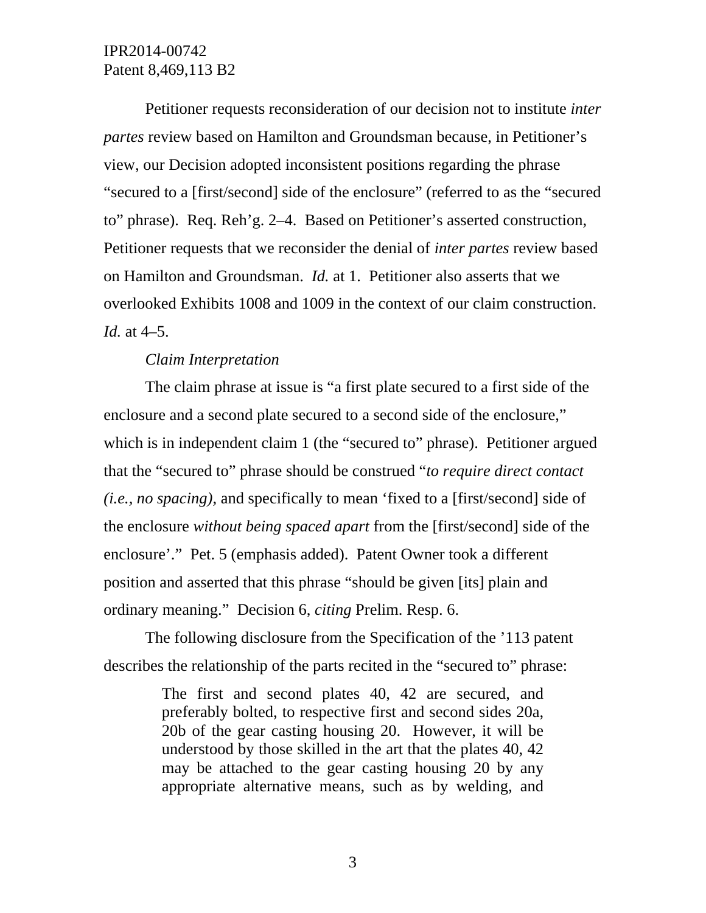Petitioner requests reconsideration of our decision not to institute *inter partes* review based on Hamilton and Groundsman because, in Petitioner's view, our Decision adopted inconsistent positions regarding the phrase "secured to a [first/second] side of the enclosure" (referred to as the "secured to" phrase). Req. Reh'g. 2–4. Based on Petitioner's asserted construction, Petitioner requests that we reconsider the denial of *inter partes* review based on Hamilton and Groundsman. *Id.* at 1. Petitioner also asserts that we overlooked Exhibits 1008 and 1009 in the context of our claim construction. *Id.* at 4–5.

*Claim Interpretation*

The claim phrase at issue is "a first plate secured to a first side of the enclosure and a second plate secured to a second side of the enclosure," which is in independent claim 1 (the "secured to" phrase). Petitioner argued that the "secured to" phrase should be construed "*to require direct contact (i.e., no spacing)*, and specifically to mean 'fixed to a [first/second] side of the enclosure *without being spaced apart* from the [first/second] side of the enclosure'." Pet. 5 (emphasis added). Patent Owner took a different position and asserted that this phrase "should be given [its] plain and ordinary meaning." Decision 6, *citing* Prelim. Resp. 6.

The following disclosure from the Specification of the '113 patent describes the relationship of the parts recited in the "secured to" phrase:

> The first and second plates 40, 42 are secured, and preferably bolted, to respective first and second sides 20a, 20b of the gear casting housing 20. However, it will be understood by those skilled in the art that the plates 40, 42 may be attached to the gear casting housing 20 by any appropriate alternative means, such as by welding, and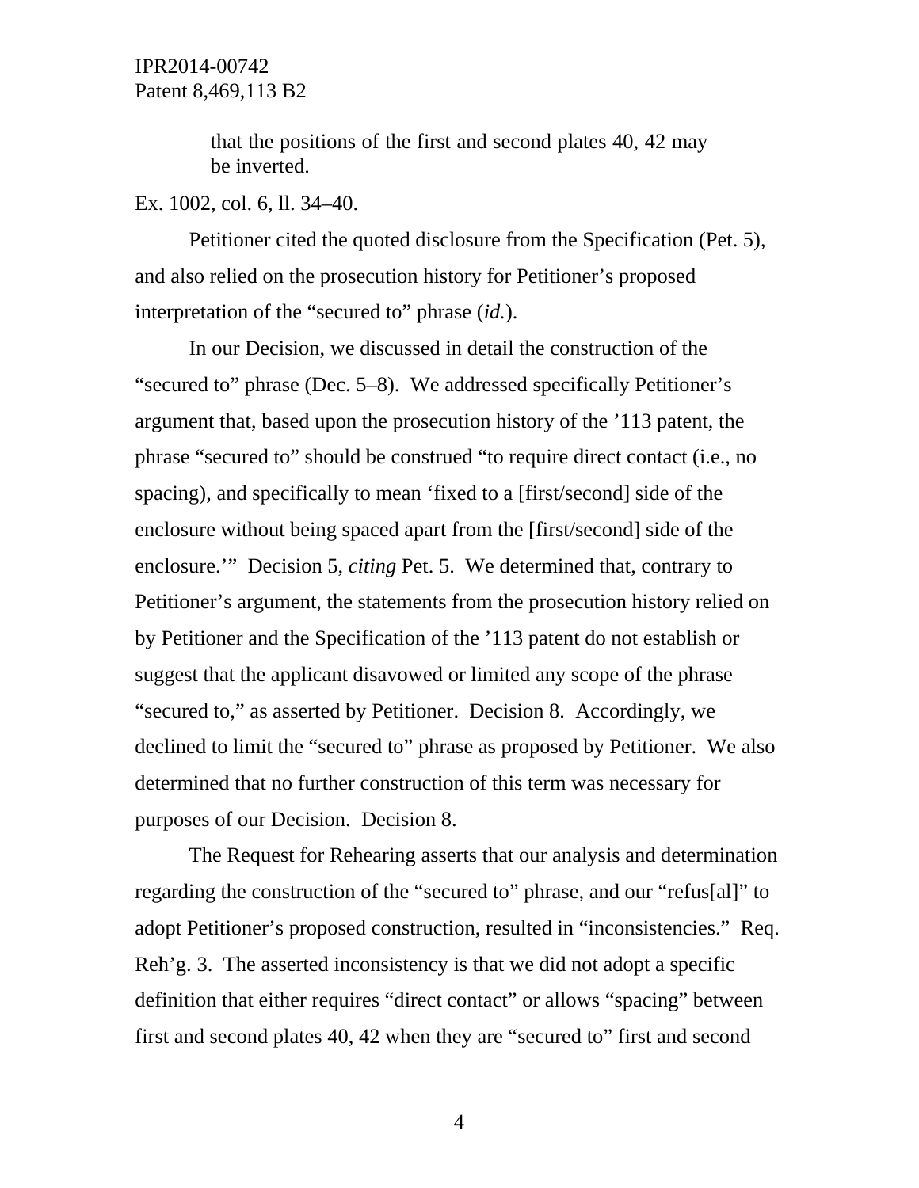> that the positions of the first and second plates 40, 42 may be inverted.

Ex. 1002, col. 6, ll. 34–40.

Petitioner cited the quoted disclosure from the Specification (Pet. 5), and also relied on the prosecution history for Petitioner's proposed interpretation of the "secured to" phrase (*id.*).

In our Decision, we discussed in detail the construction of the "secured to" phrase (Dec. 5–8). We addressed specifically Petitioner's argument that, based upon the prosecution history of the '113 patent, the phrase "secured to" should be construed "to require direct contact (i.e., no spacing), and specifically to mean 'fixed to a [first/second] side of the enclosure without being spaced apart from the [first/second] side of the enclosure.'" Decision 5, *citing* Pet. 5. We determined that, contrary to Petitioner's argument, the statements from the prosecution history relied on by Petitioner and the Specification of the '113 patent do not establish or suggest that the applicant disavowed or limited any scope of the phrase "secured to," as asserted by Petitioner. Decision 8. Accordingly, we declined to limit the "secured to" phrase as proposed by Petitioner. We also determined that no further construction of this term was necessary for purposes of our Decision. Decision 8.

The Request for Rehearing asserts that our analysis and determination regarding the construction of the "secured to" phrase, and our "refus[al]" to adopt Petitioner's proposed construction, resulted in "inconsistencies." Req. Reh'g. 3. The asserted inconsistency is that we did not adopt a specific definition that either requires "direct contact" or allows "spacing" between first and second plates 40, 42 when they are "secured to" first and second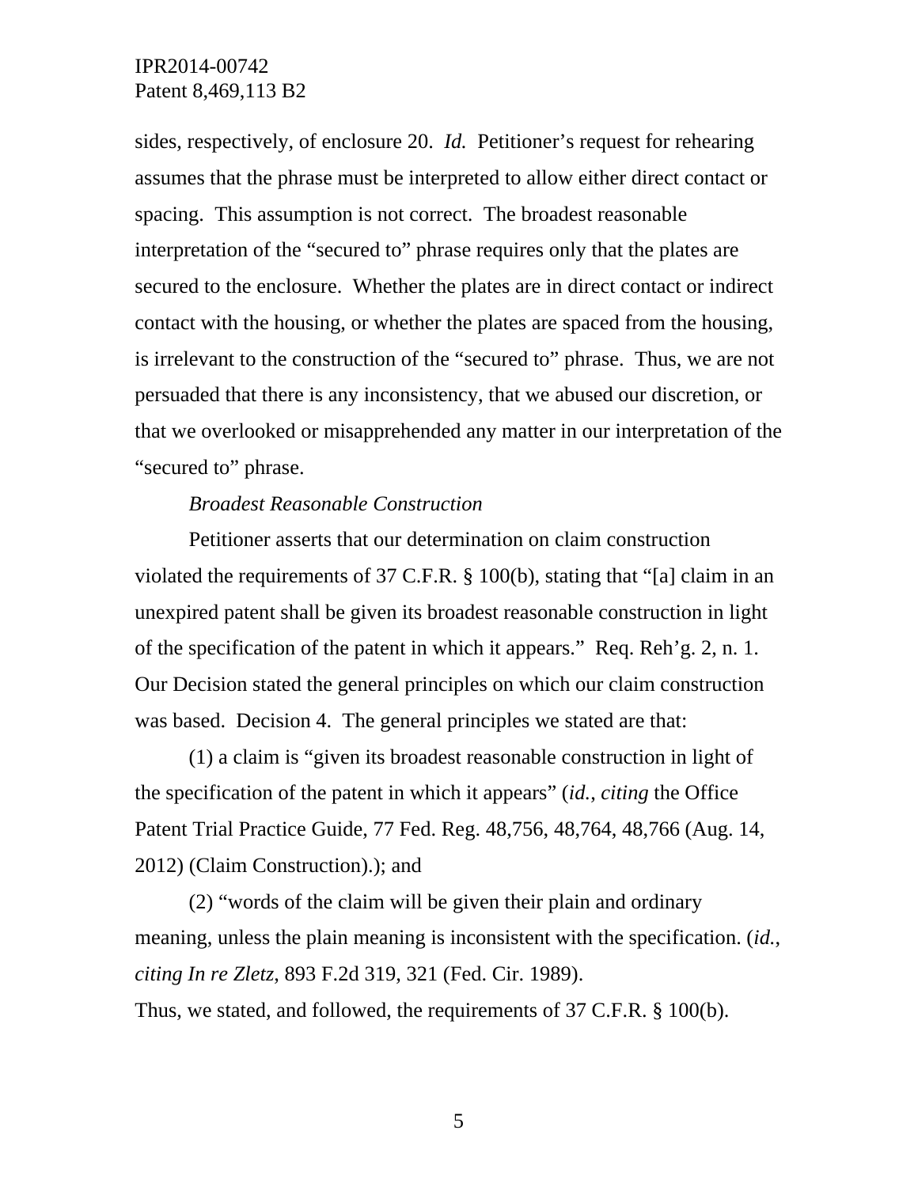sides, respectively, of enclosure 20. *Id.* Petitioner's request for rehearing assumes that the phrase must be interpreted to allow either direct contact or spacing. This assumption is not correct. The broadest reasonable interpretation of the "secured to" phrase requires only that the plates are secured to the enclosure. Whether the plates are in direct contact or indirect contact with the housing, or whether the plates are spaced from the housing, is irrelevant to the construction of the "secured to" phrase. Thus, we are not persuaded that there is any inconsistency, that we abused our discretion, or that we overlooked or misapprehended any matter in our interpretation of the "secured to" phrase.

*Broadest Reasonable Construction*

Petitioner asserts that our determination on claim construction violated the requirements of 37 C.F.R. § 100(b), stating that "[a] claim in an unexpired patent shall be given its broadest reasonable construction in light of the specification of the patent in which it appears." Req. Reh'g. 2, n. 1. Our Decision stated the general principles on which our claim construction was based. Decision 4. The general principles we stated are that:

(1) a claim is "given its broadest reasonable construction in light of the specification of the patent in which it appears" (*id.*, *citing* the Office Patent Trial Practice Guide, 77 Fed. Reg. 48,756, 48,764, 48,766 (Aug. 14, 2012) (Claim Construction).); and

(2) "words of the claim will be given their plain and ordinary meaning, unless the plain meaning is inconsistent with the specification. (*id.*, *citing In re Zletz*, 893 F.2d 319, 321 (Fed. Cir. 1989).

Thus, we stated, and followed, the requirements of 37 C.F.R. § 100(b).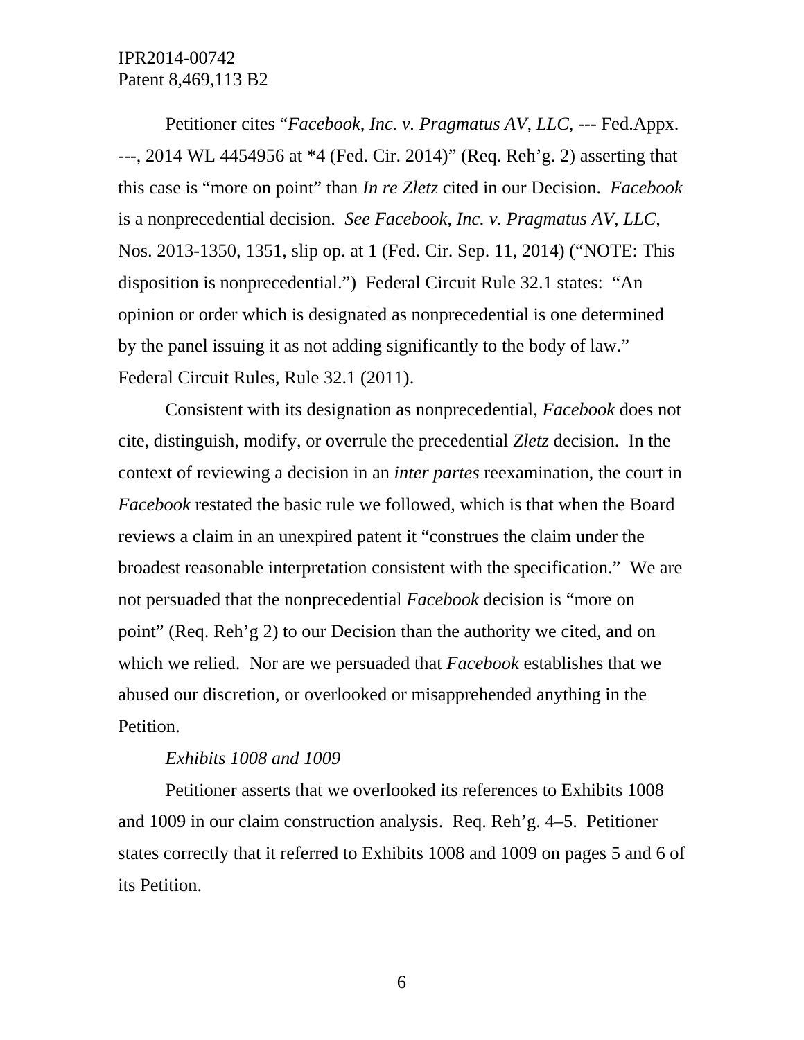Petitioner cites "*Facebook, Inc. v. Pragmatus AV, LLC*, --- Fed.Appx. ---, 2014 WL 4454956 at *4 (Fed. Cir. 2014)" (Req. Reh'g. 2) asserting that this case is "more on point" than *In re Zletz* cited in our Decision. *Facebook* is a nonprecedential decision. *See Facebook, Inc. v. Pragmatus AV, LLC*, Nos. 2013-1350, 1351, slip op. at 1 (Fed. Cir. Sep. 11, 2014) ("NOTE: This disposition is nonprecedential.") Federal Circuit Rule 32.1 states: "An opinion or order which is designated as nonprecedential is one determined by the panel issuing it as not adding significantly to the body of law." Federal Circuit Rules, Rule 32.1 (2011).

Consistent with its designation as nonprecedential, *Facebook* does not cite, distinguish, modify, or overrule the precedential *Zletz* decision. In the context of reviewing a decision in an *inter partes* reexamination, the court in *Facebook* restated the basic rule we followed, which is that when the Board reviews a claim in an unexpired patent it "construes the claim under the broadest reasonable interpretation consistent with the specification." We are not persuaded that the nonprecedential *Facebook* decision is "more on point" (Req. Reh'g 2) to our Decision than the authority we cited, and on which we relied. Nor are we persuaded that *Facebook* establishes that we abused our discretion, or overlooked or misapprehended anything in the Petition.

*Exhibits 1008 and 1009*

Petitioner asserts that we overlooked its references to Exhibits 1008 and 1009 in our claim construction analysis. Req. Reh'g. 4–5. Petitioner states correctly that it referred to Exhibits 1008 and 1009 on pages 5 and 6 of its Petition.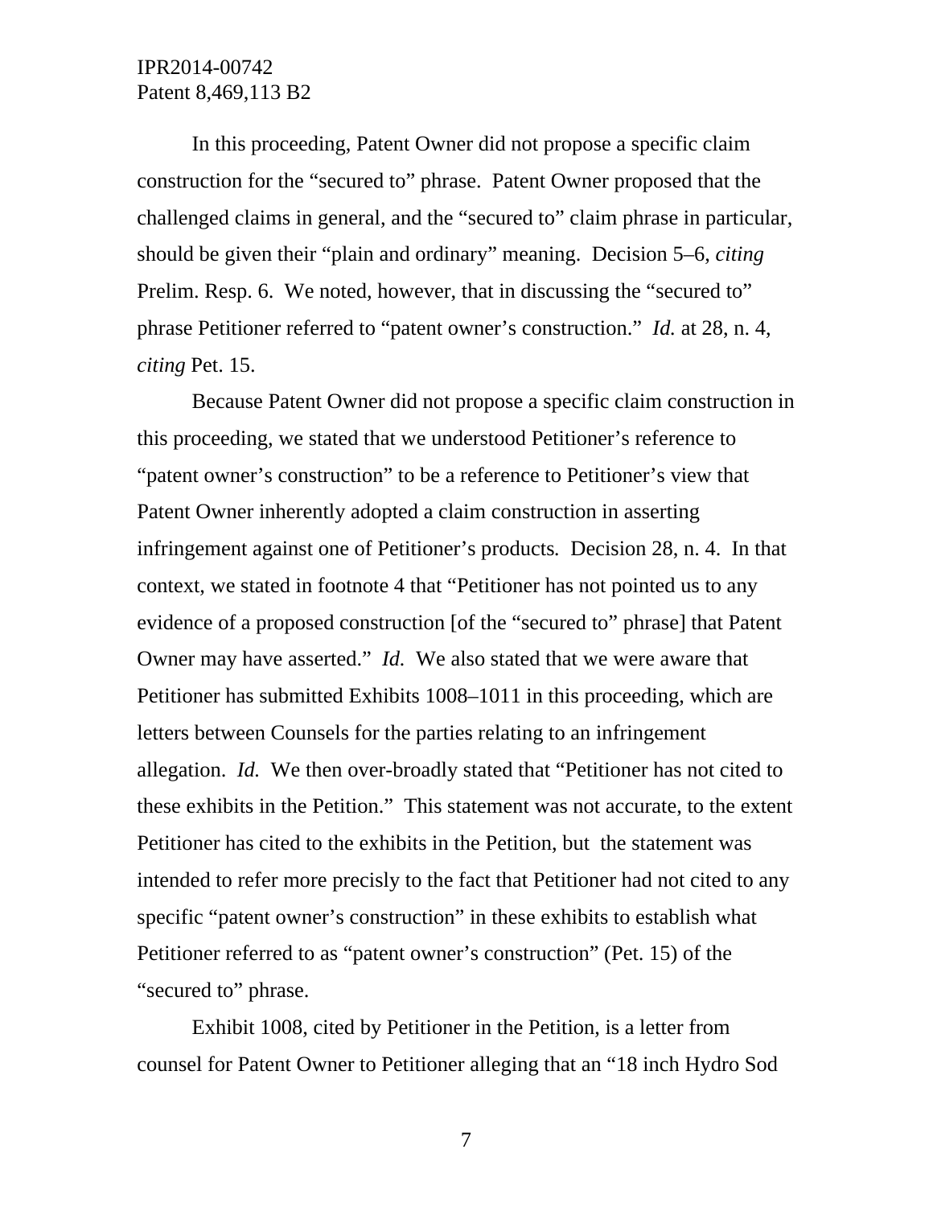In this proceeding, Patent Owner did not propose a specific claim construction for the "secured to" phrase. Patent Owner proposed that the challenged claims in general, and the "secured to" claim phrase in particular, should be given their "plain and ordinary" meaning. Decision 5–6, *citing* Prelim. Resp. 6. We noted, however, that in discussing the "secured to" phrase Petitioner referred to "patent owner's construction." *Id.* at 28, n. 4, *citing* Pet. 15.

Because Patent Owner did not propose a specific claim construction in this proceeding, we stated that we understood Petitioner's reference to "patent owner's construction" to be a reference to Petitioner's view that Patent Owner inherently adopted a claim construction in asserting infringement against one of Petitioner's products. Decision 28, n. 4. In that context, we stated in footnote 4 that "Petitioner has not pointed us to any evidence of a proposed construction [of the "secured to" phrase] that Patent Owner may have asserted." *Id.* We also stated that we were aware that Petitioner has submitted Exhibits 1008–1011 in this proceeding, which are letters between Counsels for the parties relating to an infringement allegation. *Id.* We then over-broadly stated that "Petitioner has not cited to these exhibits in the Petition." This statement was not accurate, to the extent Petitioner has cited to the exhibits in the Petition, but the statement was intended to refer more precisely to the fact that Petitioner had not cited to any specific "patent owner's construction" in these exhibits to establish what Petitioner referred to as "patent owner's construction" (Pet. 15) of the "secured to" phrase.

Exhibit 1008, cited by Petitioner in the Petition, is a letter from counsel for Patent Owner to Petitioner alleging that an "18 inch Hydro Sod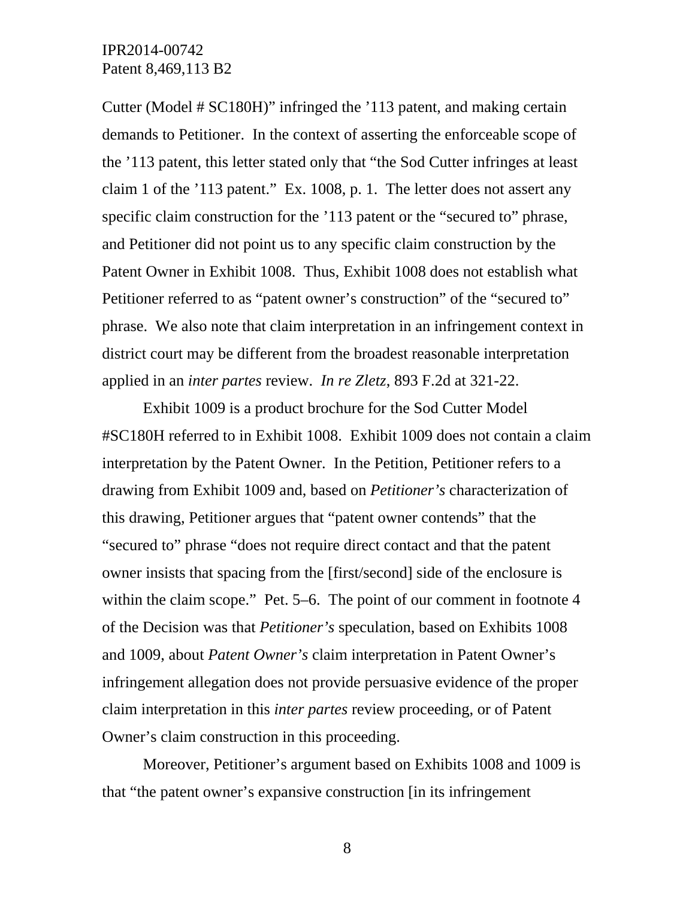Cutter (Model # SC180H)" infringed the '113 patent, and making certain demands to Petitioner. In the context of asserting the enforceable scope of the '113 patent, this letter stated only that "the Sod Cutter infringes at least claim 1 of the '113 patent." Ex. 1008, p. 1. The letter does not assert any specific claim construction for the '113 patent or the "secured to" phrase, and Petitioner did not point us to any specific claim construction by the Patent Owner in Exhibit 1008. Thus, Exhibit 1008 does not establish what Petitioner referred to as "patent owner's construction" of the "secured to" phrase. We also note that claim interpretation in an infringement context in district court may be different from the broadest reasonable interpretation applied in an *inter partes* review. *In re Zletz*, 893 F.2d at 321-22.

Exhibit 1009 is a product brochure for the Sod Cutter Model #SC180H referred to in Exhibit 1008. Exhibit 1009 does not contain a claim interpretation by the Patent Owner. In the Petition, Petitioner refers to a drawing from Exhibit 1009 and, based on *Petitioner's* characterization of this drawing, Petitioner argues that "patent owner contends" that the "secured to" phrase "does not require direct contact and that the patent owner insists that spacing from the [first/second] side of the enclosure is within the claim scope." Pet. 5–6. The point of our comment in footnote 4 of the Decision was that *Petitioner's* speculation, based on Exhibits 1008 and 1009, about *Patent Owner's* claim interpretation in Patent Owner's infringement allegation does not provide persuasive evidence of the proper claim interpretation in this *inter partes* review proceeding, or of Patent Owner's claim construction in this proceeding.

Moreover, Petitioner's argument based on Exhibits 1008 and 1009 is that "the patent owner's expansive construction [in its infringement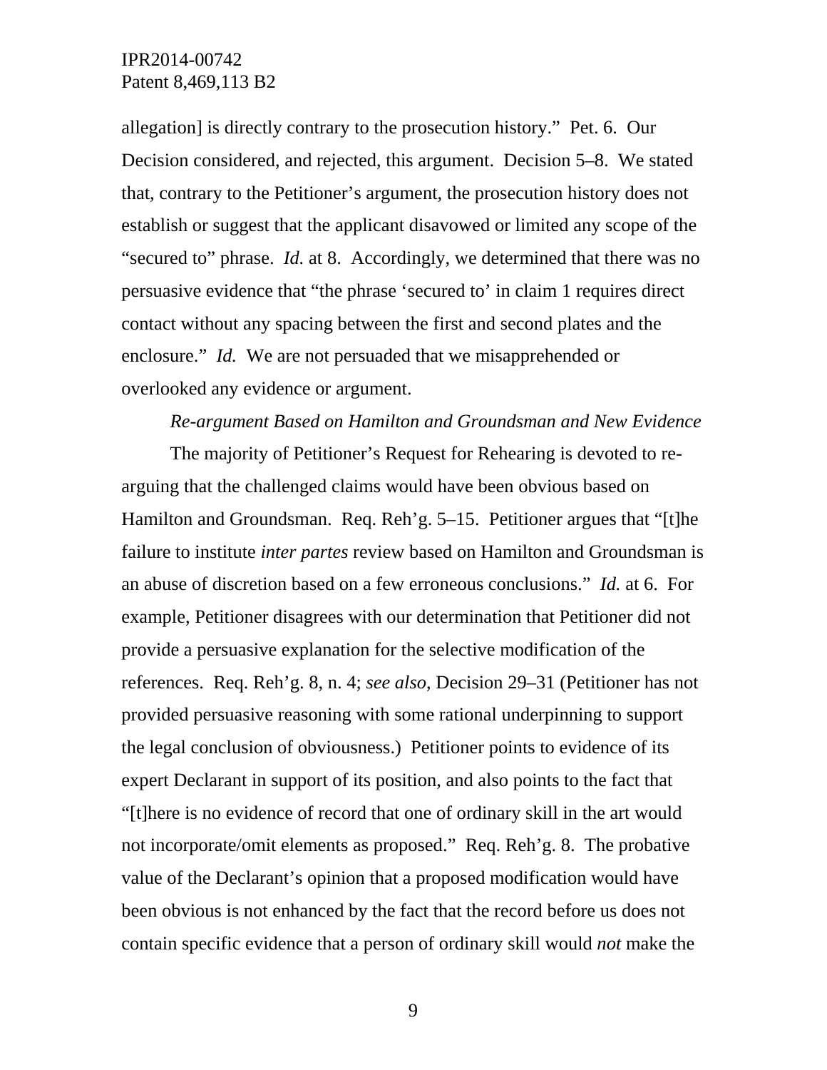allegation] is directly contrary to the prosecution history." Pet. 6. Our Decision considered, and rejected, this argument. Decision 5–8. We stated that, contrary to the Petitioner's argument, the prosecution history does not establish or suggest that the applicant disavowed or limited any scope of the "secured to" phrase. *Id.* at 8. Accordingly, we determined that there was no persuasive evidence that "the phrase 'secured to' in claim 1 requires direct contact without any spacing between the first and second plates and the enclosure." *Id.* We are not persuaded that we misapprehended or overlooked any evidence or argument.

*Re-argument Based on Hamilton and Groundsman and New Evidence*

The majority of Petitioner's Request for Rehearing is devoted to re-arguing that the challenged claims would have been obvious based on Hamilton and Groundsman. Req. Reh'g. 5–15. Petitioner argues that "[t]he failure to institute *inter partes* review based on Hamilton and Groundsman is an abuse of discretion based on a few erroneous conclusions." *Id.* at 6. For example, Petitioner disagrees with our determination that Petitioner did not provide a persuasive explanation for the selective modification of the references. Req. Reh'g. 8, n. 4; *see also,* Decision 29–31 (Petitioner has not provided persuasive reasoning with some rational underpinning to support the legal conclusion of obviousness.) Petitioner points to evidence of its expert Declarant in support of its position, and also points to the fact that "[t]here is no evidence of record that one of ordinary skill in the art would not incorporate/omit elements as proposed." Req. Reh'g. 8. The probative value of the Declarant's opinion that a proposed modification would have been obvious is not enhanced by the fact that the record before us does not contain specific evidence that a person of ordinary skill would *not* make the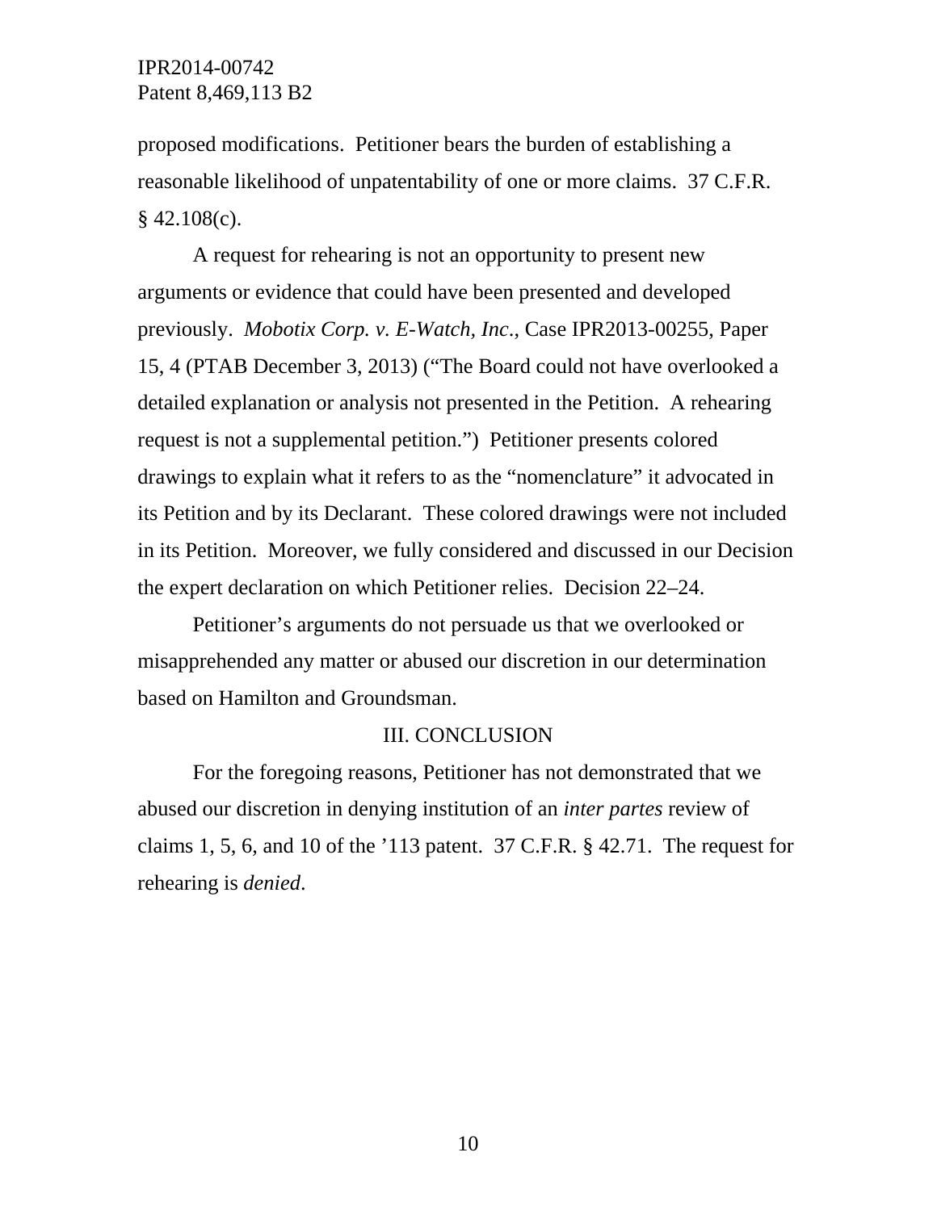proposed modifications. Petitioner bears the burden of establishing a reasonable likelihood of unpatentability of one or more claims. 37 C.F.R. § 42.108(c).

A request for rehearing is not an opportunity to present new arguments or evidence that could have been presented and developed previously. *Mobotix Corp. v. E-Watch, Inc*., Case IPR2013-00255, Paper 15, 4 (PTAB December 3, 2013) ("The Board could not have overlooked a detailed explanation or analysis not presented in the Petition. A rehearing request is not a supplemental petition.") Petitioner presents colored drawings to explain what it refers to as the "nomenclature" it advocated in its Petition and by its Declarant. These colored drawings were not included in its Petition. Moreover, we fully considered and discussed in our Decision the expert declaration on which Petitioner relies. Decision 22–24.

Petitioner's arguments do not persuade us that we overlooked or misapprehended any matter or abused our discretion in our determination based on Hamilton and Groundsman.

## III. CONCLUSION

For the foregoing reasons, Petitioner has not demonstrated that we abused our discretion in denying institution of an *inter partes* review of claims 1, 5, 6, and 10 of the '113 patent. 37 C.F.R. § 42.71. The request for rehearing is *denied*.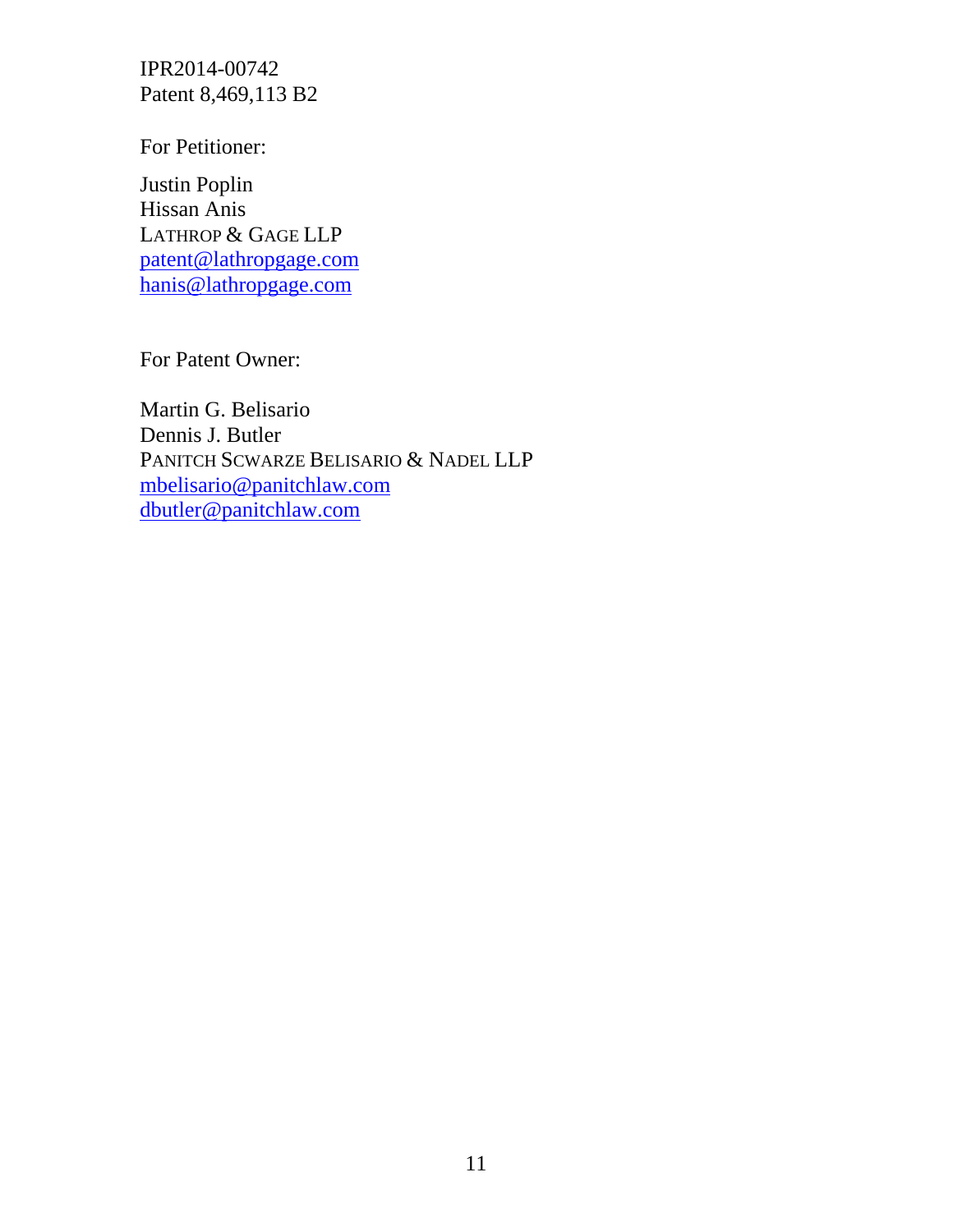IPR2014-00742
Patent 8,469,113 B2

For Petitioner:

Justin Poplin
Hissan Anis
LATHROP & GAGE LLP
patent@lathropgage.com
hanis@lathropgage.com

For Patent Owner:

Martin G. Belisario
Dennis J. Butler
PANITCH SCWARZE BELISARIO & NADEL LLP
mbelisario@panitchlaw.com
dbutler@panitchlaw.com